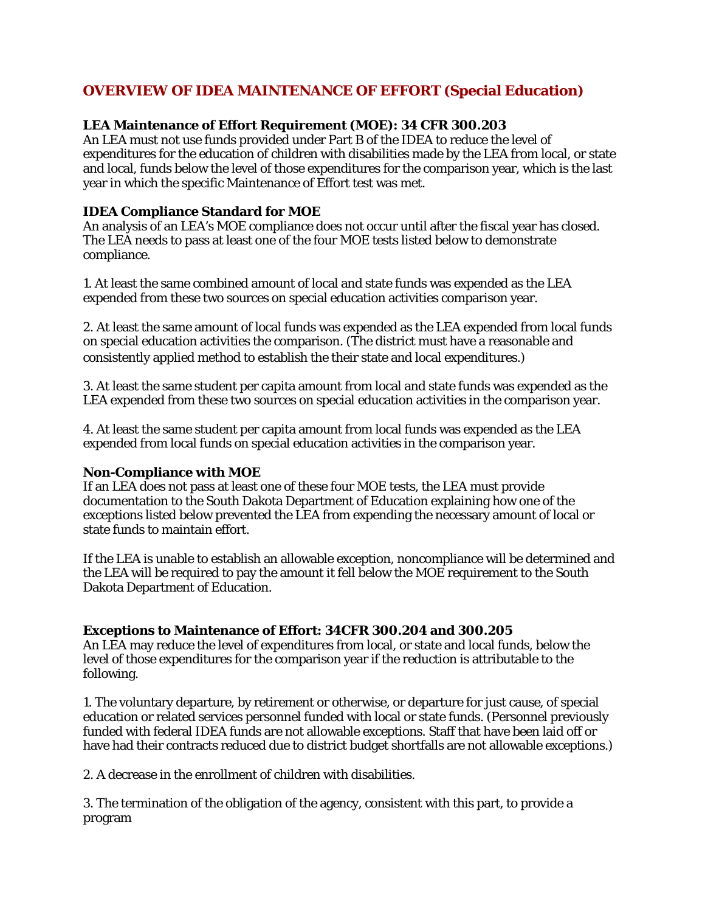# OVERVIEW OF IDEA MAINTENANCE OF EFFORT (Special Education)

**LEA Maintenance of Effort Requirement (MOE): 34 CFR 300.203**
An LEA must not use funds provided under Part B of the IDEA to reduce the level of expenditures for the education of children with disabilities made by the LEA from local, or state and local, funds below the level of those expenditures for the comparison year, which is the last year in which the specific Maintenance of Effort test was met.

**IDEA Compliance Standard for MOE**
An analysis of an LEA's MOE compliance does not occur until after the fiscal year has closed. The LEA needs to pass at least one of the four MOE tests listed below to demonstrate compliance.

1. At least the same combined amount of local and state funds was expended as the LEA expended from these two sources on special education activities comparison year.

2. At least the same amount of local funds was expended as the LEA expended from local funds on special education activities the comparison. (The district must have a reasonable and consistently applied method to establish the their state and local expenditures.)

3. At least the same student per capita amount from local and state funds was expended as the LEA expended from these two sources on special education activities in the comparison year.

4. At least the same student per capita amount from local funds was expended as the LEA expended from local funds on special education activities in the comparison year.

**Non-Compliance with MOE**
If an LEA does not pass at least one of these four MOE tests, the LEA must provide documentation to the South Dakota Department of Education explaining how one of the exceptions listed below prevented the LEA from expending the necessary amount of local or state funds to maintain effort.

If the LEA is unable to establish an allowable exception, noncompliance will be determined and the LEA will be required to pay the amount it fell below the MOE requirement to the South Dakota Department of Education.

**Exceptions to Maintenance of Effort: 34CFR 300.204 and 300.205**
An LEA may reduce the level of expenditures from local, or state and local funds, below the level of those expenditures for the comparison year if the reduction is attributable to the following.

1. The voluntary departure, by retirement or otherwise, or departure for just cause, of special education or related services personnel funded with local or state funds. (Personnel previously funded with federal IDEA funds are not allowable exceptions. Staff that have been laid off or have had their contracts reduced due to district budget shortfalls are not allowable exceptions.)

2. A decrease in the enrollment of children with disabilities.

3. The termination of the obligation of the agency, consistent with this part, to provide a program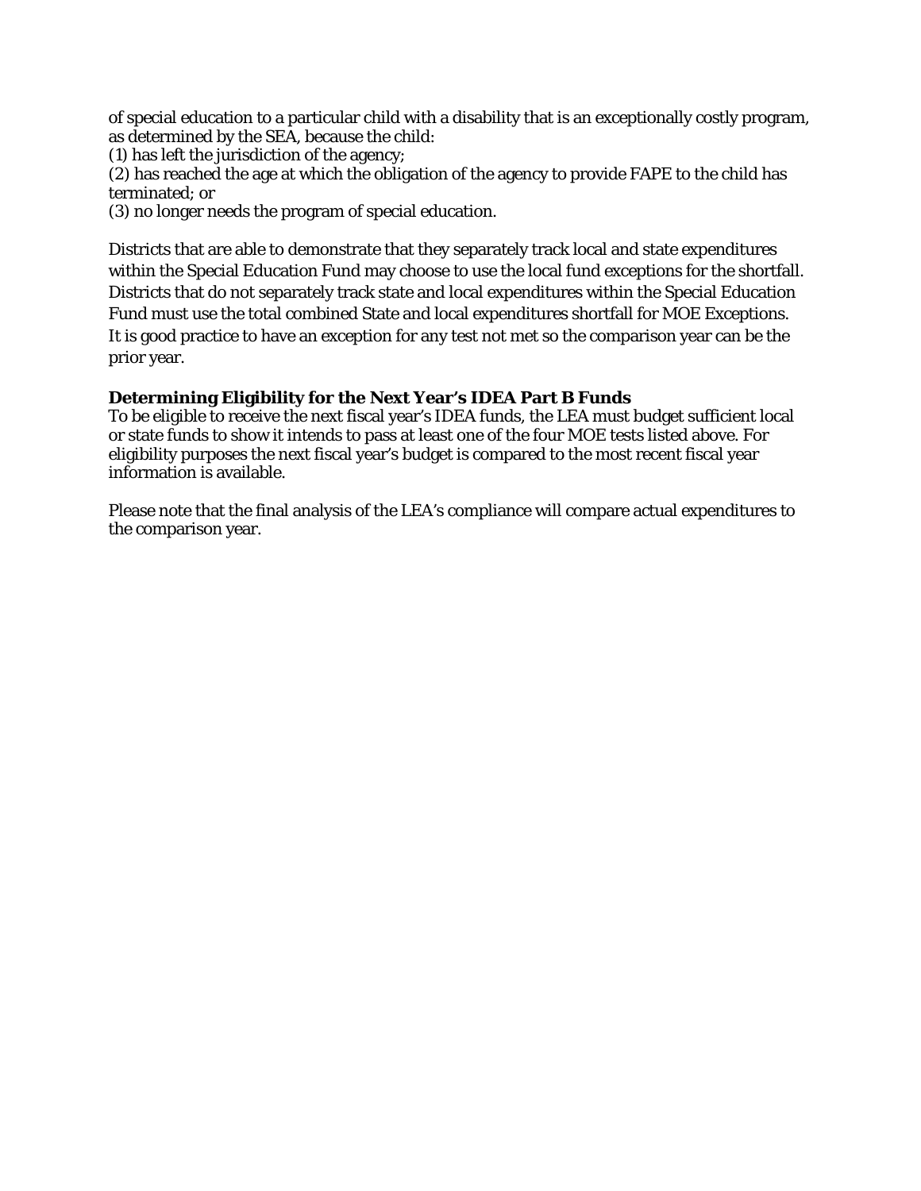of special education to a particular child with a disability that is an exceptionally costly program, as determined by the SEA, because the child:
(1) has left the jurisdiction of the agency;
(2) has reached the age at which the obligation of the agency to provide FAPE to the child has terminated; or
(3) no longer needs the program of special education.

Districts that are able to demonstrate that they separately track local and state expenditures within the Special Education Fund may choose to use the local fund exceptions for the shortfall. Districts that do not separately track state and local expenditures within the Special Education Fund must use the total combined State and local expenditures shortfall for MOE Exceptions. It is good practice to have an exception for any test not met so the comparison year can be the prior year.

**Determining Eligibility for the Next Year's IDEA Part B Funds**
To be eligible to receive the next fiscal year's IDEA funds, the LEA must budget sufficient local or state funds to show it intends to pass at least one of the four MOE tests listed above. For eligibility purposes the next fiscal year's budget is compared to the most recent fiscal year information is available.

Please note that the final analysis of the LEA's compliance will compare actual expenditures to the comparison year.